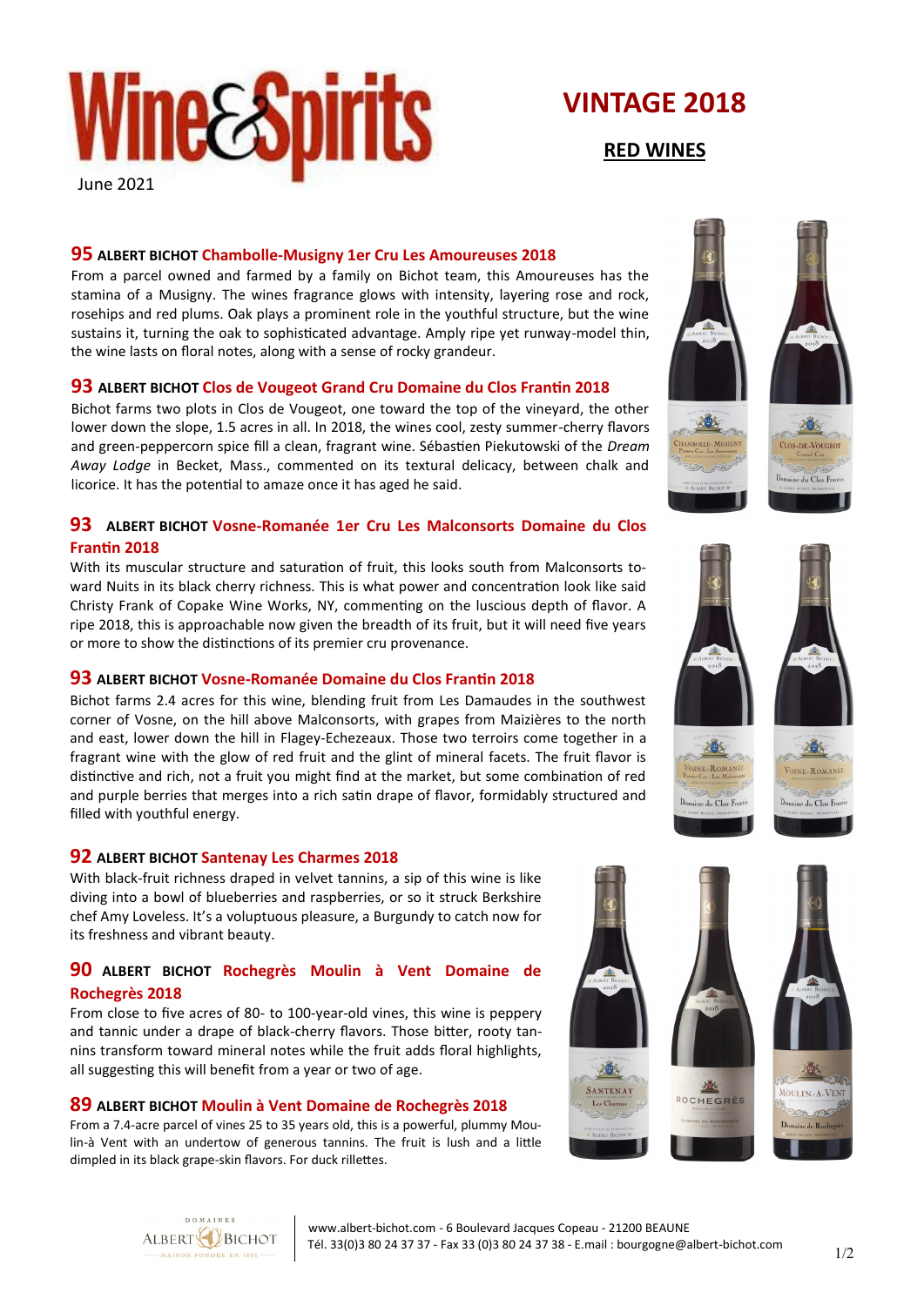Wine&Spirits

June 2021

# VINTAGE 2018

## RED WINES

### 95 ALBERT BICHOT Chambolle-Musigny 1er Cru Les Amoureuses 2018

From a parcel owned and farmed by a family on Bichot team, this Amoureuses has the stamina of a Musigny. The wines fragrance glows with intensity, layering rose and rock, rosehips and red plums. Oak plays a prominent role in the youthful structure, but the wine sustains it, turning the oak to sophisticated advantage. Amply ripe yet runway-model thin, the wine lasts on floral notes, along with a sense of rocky grandeur.

### 93 ALBERT BICHOT Clos de Vougeot Grand Cru Domaine du Clos Frantin 2018

Bichot farms two plots in Clos de Vougeot, one toward the top of the vineyard, the other lower down the slope, 1.5 acres in all. In 2018, the wines cool, zesty summer-cherry flavors and green-peppercorn spice fill a clean, fragrant wine. Sébastien Piekutowski of the *Dream Away Lodge* in Becket, Mass., commented on its textural delicacy, between chalk and licorice. It has the potential to amaze once it has aged he said.

### 93 ALBERT BICHOT Vosne-Romanée 1er Cru Les Malconsorts Domaine du Clos Frantin 2018

With its muscular structure and saturation of fruit, this looks south from Malconsorts toward Nuits in its black cherry richness. This is what power and concentration look like said Christy Frank of Copake Wine Works, NY, commenting on the luscious depth of flavor. A ripe 2018, this is approachable now given the breadth of its fruit, but it will need five years or more to show the distinctions of its premier cru provenance.

### 93 ALBERT BICHOT Vosne-Romanée Domaine du Clos Frantin 2018

Bichot farms 2.4 acres for this wine, blending fruit from Les Damaudes in the southwest corner of Vosne, on the hill above Malconsorts, with grapes from Maizières to the north and east, lower down the hill in Flagey-Echezeaux. Those two terroirs come together in a fragrant wine with the glow of red fruit and the glint of mineral facets. The fruit flavor is distinctive and rich, not a fruit you might find at the market, but some combination of red and purple berries that merges into a rich satin drape of flavor, formidably structured and filled with youthful energy.

### 92 ALBERT BICHOT Santenay Les Charmes 2018

With black-fruit richness draped in velvet tannins, a sip of this wine is like diving into a bowl of blueberries and raspberries, or so it struck Berkshire chef Amy Loveless. It's a voluptuous pleasure, a Burgundy to catch now for its freshness and vibrant beauty.

### 90 ALBERT BICHOT Rochegrès Moulin à Vent Domaine de Rochegrès 2018

From close to five acres of 80- to 100-year-old vines, this wine is peppery and tannic under a drape of black-cherry flavors. Those bitter, rooty tannins transform toward mineral notes while the fruit adds floral highlights, all suggesting this will benefit from a year or two of age.

### 89 ALBERT BICHOT Moulin à Vent Domaine de Rochegrès 2018

From a 7.4-acre parcel of vines 25 to 35 years old, this is a powerful, plummy Moulin-à Vent with an undertow of generous tannins. The fruit is lush and a little dimpled in its black grape-skin flavors. For duck rillettes.

DOMAINES ALBERT BICHOT MAISON FONDÉE EN 1831

www.albert-bichot.com - 6 Boulevard Jacques Copeau - 21200 BEAUNE
Tél. 33(0)3 80 24 37 37 - Fax 33 (0)3 80 24 37 38 - E.mail : bourgogne@albert-bichot.com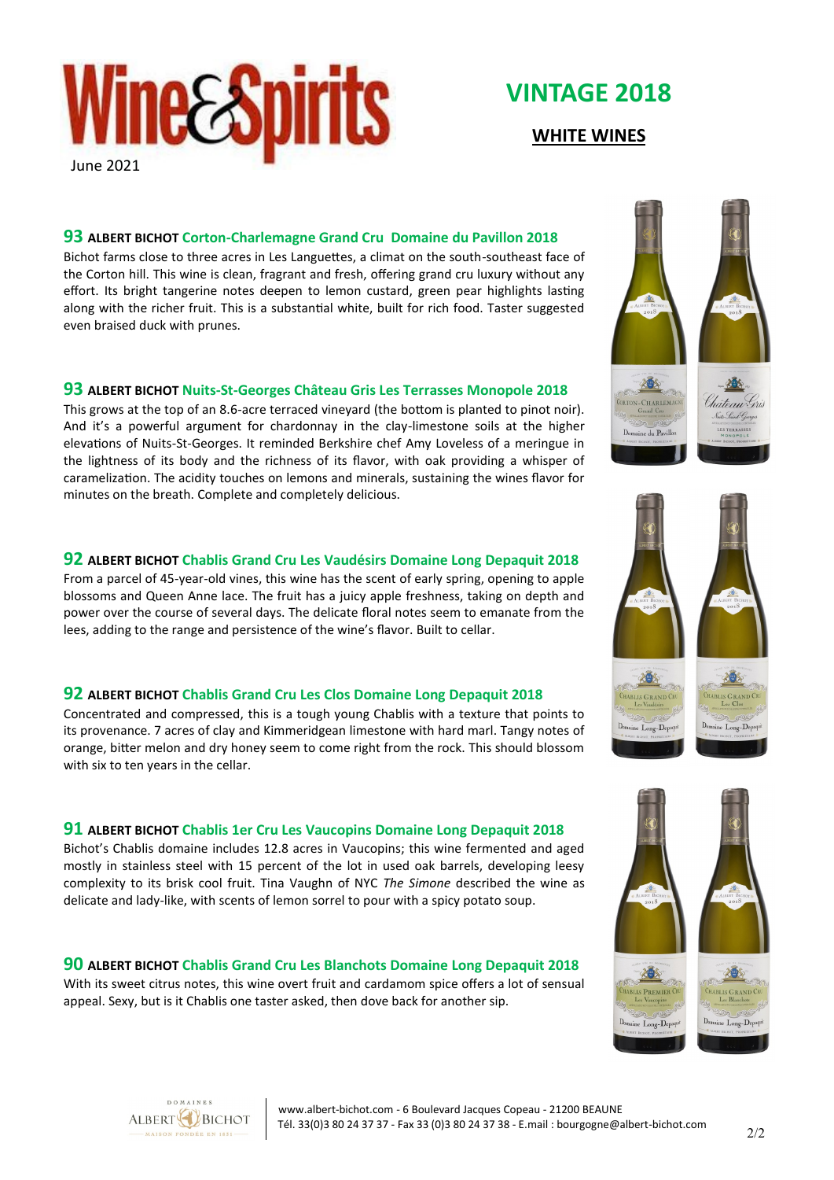Wine&Spirits

June 2021

# VINTAGE 2018

## WHITE WINES

### 93 ALBERT BICHOT Corton-Charlemagne Grand Cru Domaine du Pavillon 2018

Bichot farms close to three acres in Les Languettes, a climat on the south-southeast face of the Corton hill. This wine is clean, fragrant and fresh, offering grand cru luxury without any effort. Its bright tangerine notes deepen to lemon custard, green pear highlights lasting along with the richer fruit. This is a substantial white, built for rich food. Taster suggested even braised duck with prunes.

### 93 ALBERT BICHOT Nuits-St-Georges Château Gris Les Terrasses Monopole 2018

This grows at the top of an 8.6-acre terraced vineyard (the bottom is planted to pinot noir). And it's a powerful argument for chardonnay in the clay-limestone soils at the higher elevations of Nuits-St-Georges. It reminded Berkshire chef Amy Loveless of a meringue in the lightness of its body and the richness of its flavor, with oak providing a whisper of caramelization. The acidity touches on lemons and minerals, sustaining the wines flavor for minutes on the breath. Complete and completely delicious.

### 92 ALBERT BICHOT Chablis Grand Cru Les Vaudésirs Domaine Long Depaquit 2018

From a parcel of 45-year-old vines, this wine has the scent of early spring, opening to apple blossoms and Queen Anne lace. The fruit has a juicy apple freshness, taking on depth and power over the course of several days. The delicate floral notes seem to emanate from the lees, adding to the range and persistence of the wine's flavor. Built to cellar.

### 92 ALBERT BICHOT Chablis Grand Cru Les Clos Domaine Long Depaquit 2018

Concentrated and compressed, this is a tough young Chablis with a texture that points to its provenance. 7 acres of clay and Kimmeridgean limestone with hard marl. Tangy notes of orange, bitter melon and dry honey seem to come right from the rock. This should blossom with six to ten years in the cellar.

### 91 ALBERT BICHOT Chablis 1er Cru Les Vaucopins Domaine Long Depaquit 2018

Bichot's Chablis domaine includes 12.8 acres in Vaucopins; this wine fermented and aged mostly in stainless steel with 15 percent of the lot in used oak barrels, developing leesy complexity to its brisk cool fruit. Tina Vaughn of NYC *The Simone* described the wine as delicate and lady-like, with scents of lemon sorrel to pour with a spicy potato soup.

### 90 ALBERT BICHOT Chablis Grand Cru Les Blanchots Domaine Long Depaquit 2018

With its sweet citrus notes, this wine overt fruit and cardamom spice offers a lot of sensual appeal. Sexy, but is it Chablis one taster asked, then dove back for another sip.

DOMAINES ALBERT BICHOT — MAISON FONDÉE EN 1831

www.albert-bichot.com - 6 Boulevard Jacques Copeau - 21200 BEAUNE
Tél. 33(0)3 80 24 37 37 - Fax 33 (0)3 80 24 37 38 - E.mail : bourgogne@albert-bichot.com